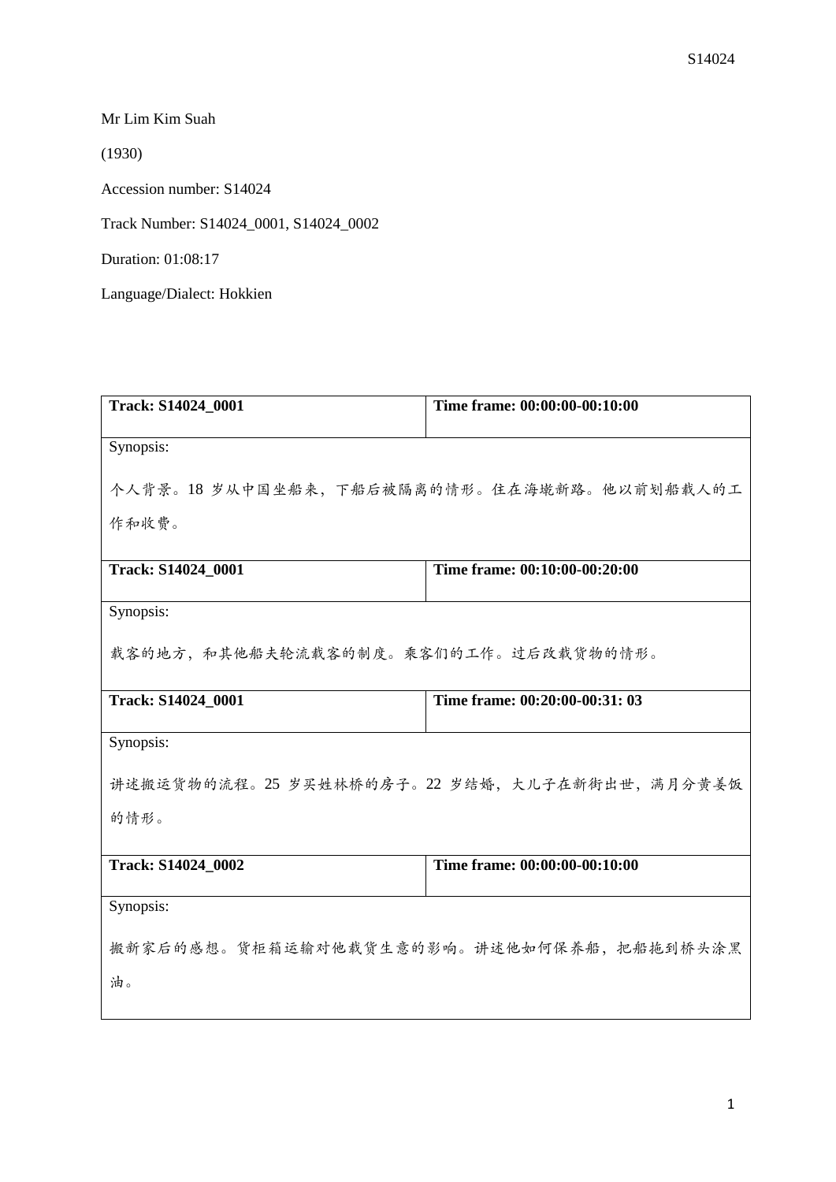Mr Lim Kim Suah

(1930)

Accession number: S14024

Track Number: S14024_0001, S14024_0002

Duration: 01:08:17

Language/Dialect: Hokkien

| Track: S14024_0001 | Time frame: 00:00:00-00:10:00 |
|---|---|
| Synopsis: 个人背景。18 岁从中国坐船来，下船后被隔离的情形。住在海墘新路。他以前划船载人的工作和收费。 | |
| **Track: S14024_0001** | **Time frame: 00:10:00-00:20:00** |
| Synopsis: 载客的地方，和其他船夫轮流载客的制度。乘客们的工作。过后改载货物的情形。 | |
| **Track: S14024_0001** | **Time frame: 00:20:00-00:31: 03** |
| Synopsis: 讲述搬运货物的流程。25 岁买姓林桥的房子。22 岁结婚，大儿子在新街出世，满月分黄姜饭的情形。 | |
| **Track: S14024_0002** | **Time frame: 00:00:00-00:10:00** |
| Synopsis: 搬新家后的感想。货柜箱运输对他载货生意的影响。讲述他如何保养船，把船拖到桥头涂黑油。 | |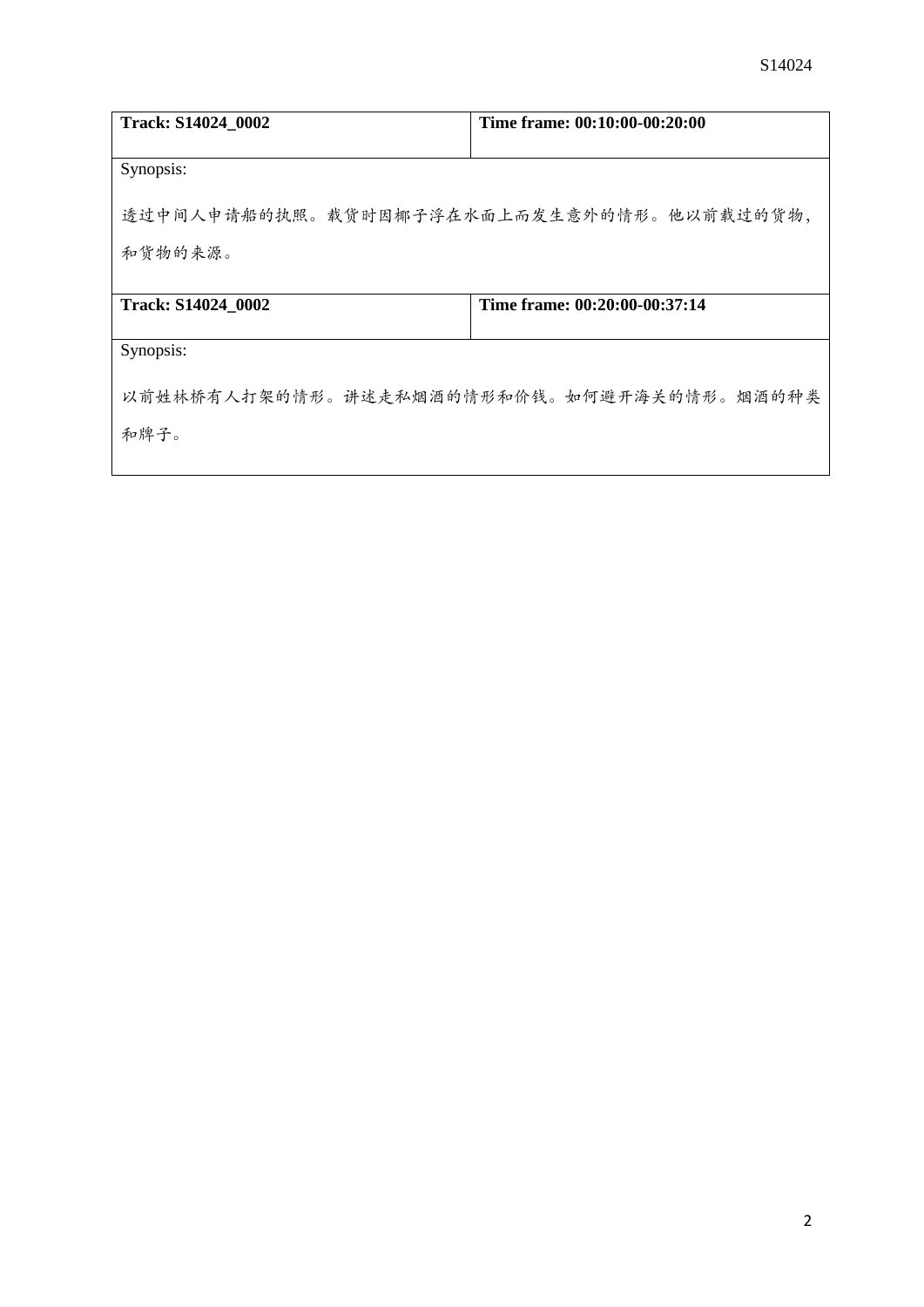| **Track: S14024_0002** | **Time frame: 00:10:00-00:20:00** |
| --- | --- |
| Synopsis:<br><br>透过中间人申请船的执照。载货时因椰子浮在水面上而发生意外的情形。他以前载过的货物，和货物的来源。 | |

| **Track: S14024_0002** | **Time frame: 00:20:00-00:37:14** |
| --- | --- |
| Synopsis:<br><br>以前姓林桥有人打架的情形。讲述走私烟酒的情形和价钱。如何避开海关的情形。烟酒的种类和牌子。 | |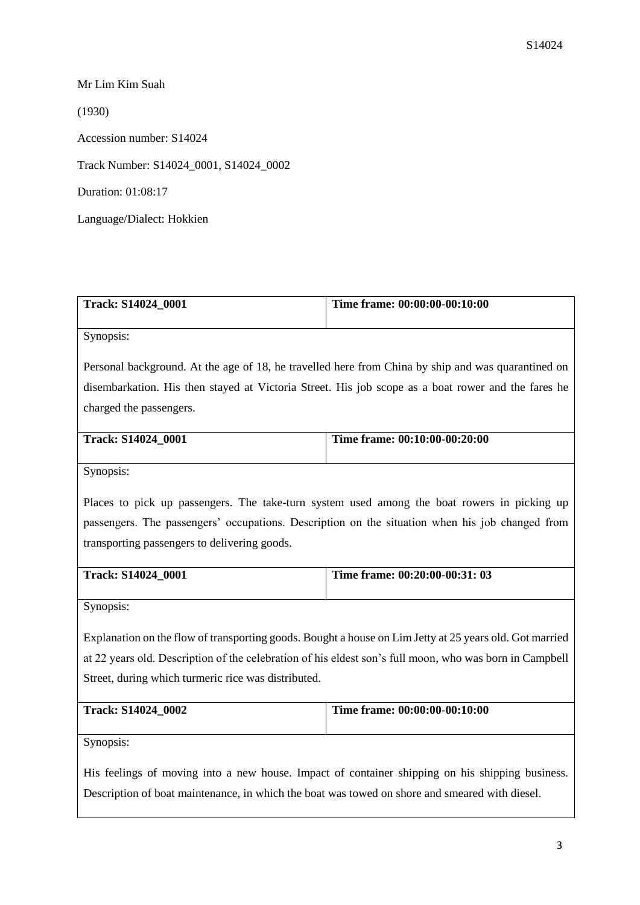Mr Lim Kim Suah

(1930)

Accession number: S14024

Track Number: S14024_0001, S14024_0002

Duration: 01:08:17

Language/Dialect: Hokkien

| **Track: S14024_0001** | **Time frame: 00:00:00-00:10:00** |
|---|---|
| Synopsis:<br><br>Personal background. At the age of 18, he travelled here from China by ship and was quarantined on disembarkation. His then stayed at Victoria Street. His job scope as a boat rower and the fares he charged the passengers. | |
| **Track: S14024_0001** | **Time frame: 00:10:00-00:20:00** |
| Synopsis:<br><br>Places to pick up passengers. The take-turn system used among the boat rowers in picking up passengers. The passengers' occupations. Description on the situation when his job changed from transporting passengers to delivering goods. | |
| **Track: S14024_0001** | **Time frame: 00:20:00-00:31: 03** |
| Synopsis:<br><br>Explanation on the flow of transporting goods. Bought a house on Lim Jetty at 25 years old. Got married at 22 years old. Description of the celebration of his eldest son's full moon, who was born in Campbell Street, during which turmeric rice was distributed. | |
| **Track: S14024_0002** | **Time frame: 00:00:00-00:10:00** |
| Synopsis:<br><br>His feelings of moving into a new house. Impact of container shipping on his shipping business. Description of boat maintenance, in which the boat was towed on shore and smeared with diesel. | |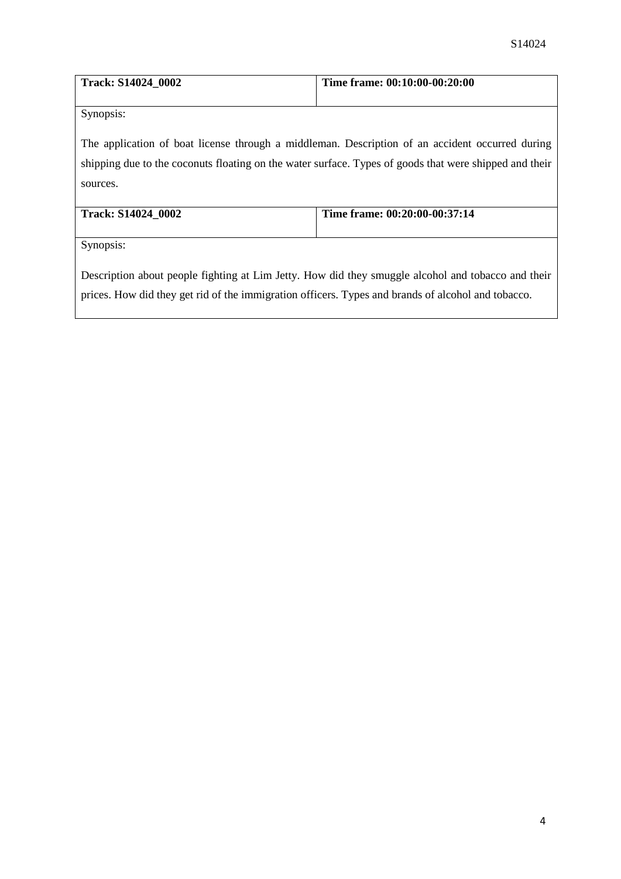| **Track: S14024_0002** | **Time frame: 00:10:00-00:20:00** |
| --- | --- |
| Synopsis:<br><br>The application of boat license through a middleman. Description of an accident occurred during shipping due to the coconuts floating on the water surface. Types of goods that were shipped and their sources. | |
| **Track: S14024_0002** | **Time frame: 00:20:00-00:37:14** |
| Synopsis:<br><br>Description about people fighting at Lim Jetty. How did they smuggle alcohol and tobacco and their prices. How did they get rid of the immigration officers. Types and brands of alcohol and tobacco. | |